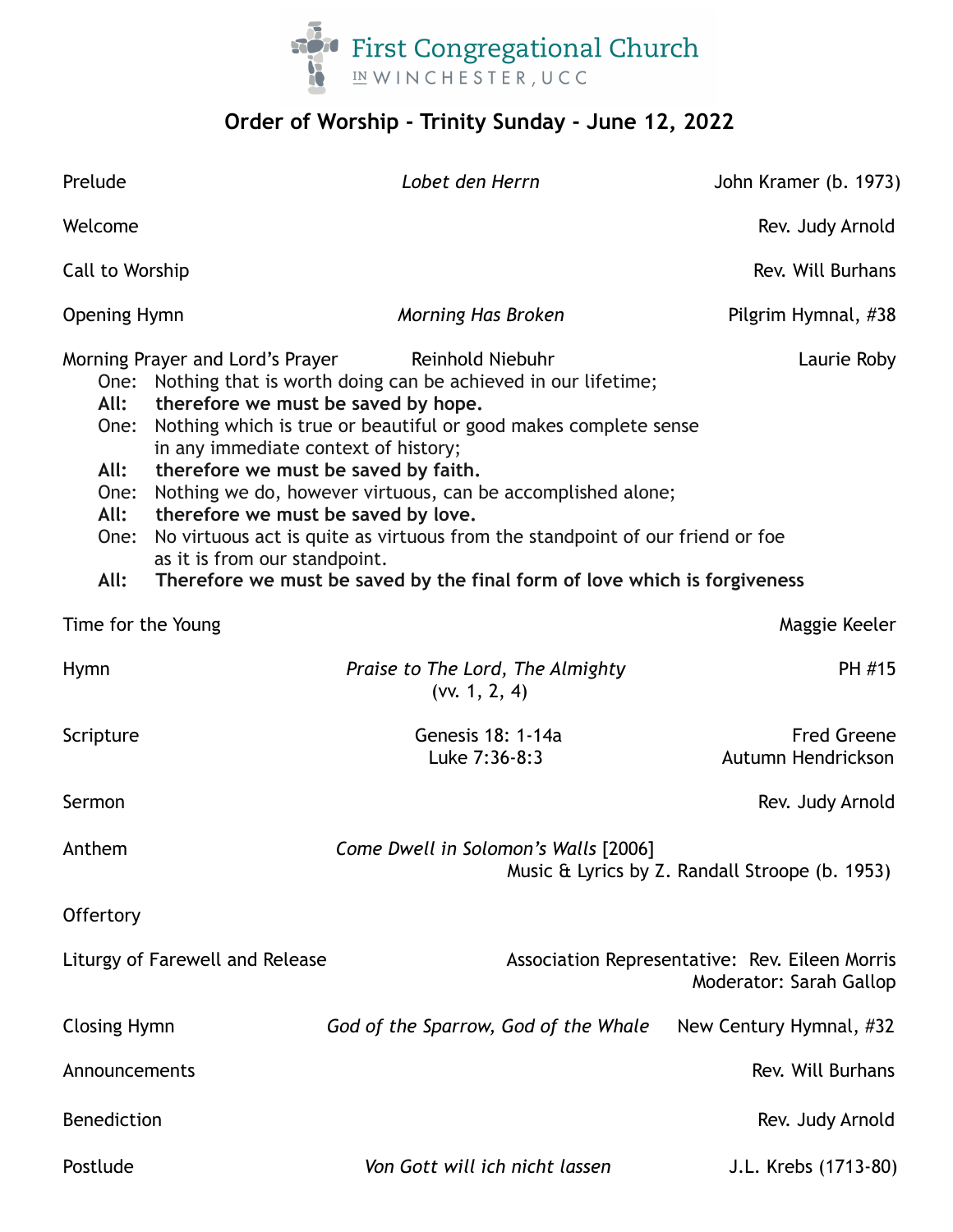First Congregational Church
IN WINCHESTER, UCC

## Order of Worship - Trinity Sunday - June 12, 2022

Prelude — *Lobet den Herrn* — John Kramer (b. 1973)

Welcome — Rev. Judy Arnold

Call to Worship — Rev. Will Burhans

Opening Hymn — *Morning Has Broken* — Pilgrim Hymnal, #38

Morning Prayer and Lord's Prayer — Reinhold Niebuhr — Laurie Roby

One: Nothing that is worth doing can be achieved in our lifetime;
**All: therefore we must be saved by hope.**
One: Nothing which is true or beautiful or good makes complete sense in any immediate context of history;
**All: therefore we must be saved by faith.**
One: Nothing we do, however virtuous, can be accomplished alone;
**All: therefore we must be saved by love.**
One: No virtuous act is quite as virtuous from the standpoint of our friend or foe as it is from our standpoint.
**All: Therefore we must be saved by the final form of love which is forgiveness**

Time for the Young — Maggie Keeler

Hymn — *Praise to The Lord, The Almighty* (vv. 1, 2, 4) — PH #15

Scripture — Genesis 18: 1-14a — Fred Greene
Luke 7:36-8:3 — Autumn Hendrickson

Sermon — Rev. Judy Arnold

Anthem — *Come Dwell in Solomon's Walls* [2006] — Music & Lyrics by Z. Randall Stroope (b. 1953)

Offertory

Liturgy of Farewell and Release — Association Representative: Rev. Eileen Morris
Moderator: Sarah Gallop

Closing Hymn — *God of the Sparrow, God of the Whale* — New Century Hymnal, #32

Announcements — Rev. Will Burhans

Benediction — Rev. Judy Arnold

Postlude — *Von Gott will ich nicht lassen* — J.L. Krebs (1713-80)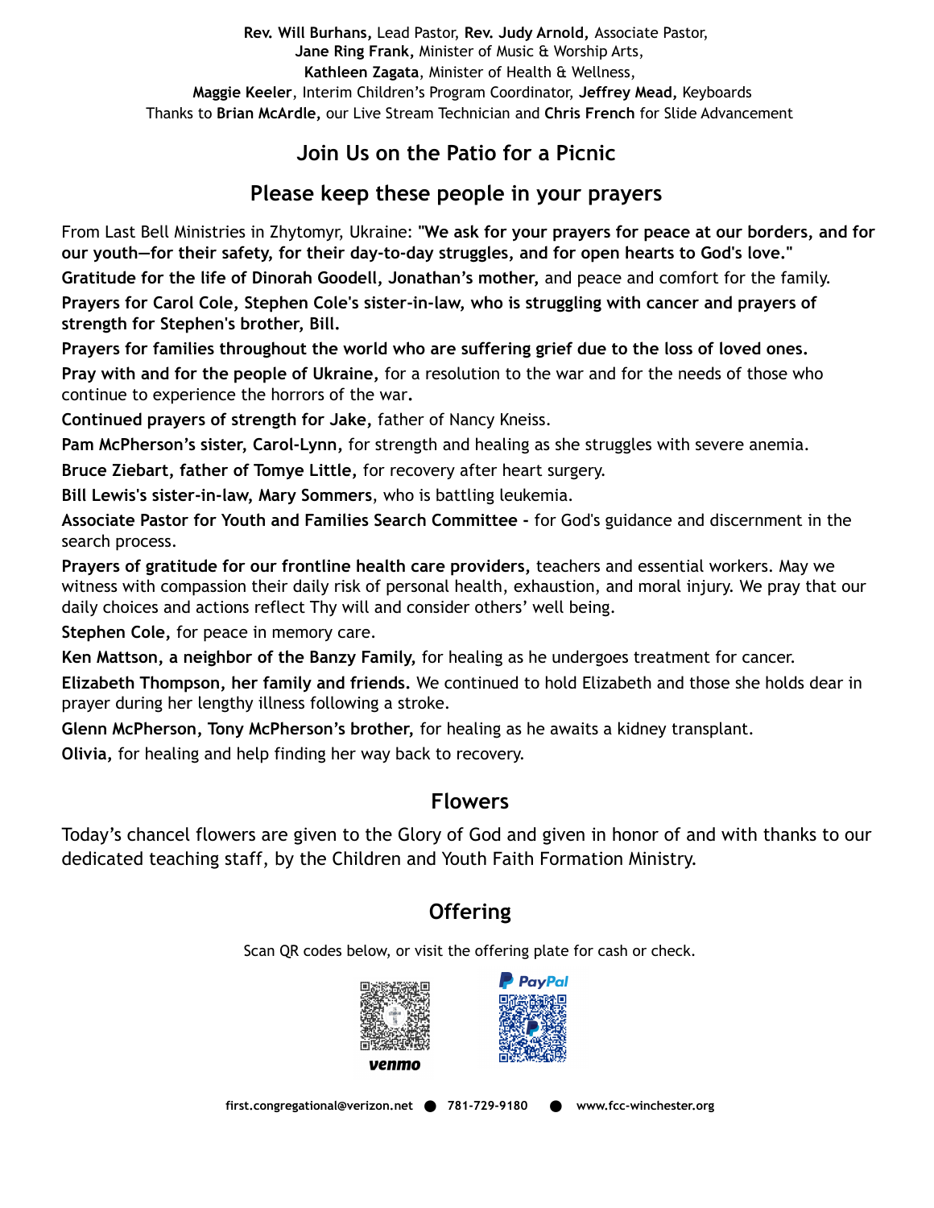**Rev. Will Burhans,** Lead Pastor, **Rev. Judy Arnold,** Associate Pastor,
**Jane Ring Frank,** Minister of Music & Worship Arts,
**Kathleen Zagata**, Minister of Health & Wellness,
**Maggie Keeler**, Interim Children's Program Coordinator, **Jeffrey Mead,** Keyboards
Thanks to **Brian McArdle,** our Live Stream Technician and **Chris French** for Slide Advancement

## Join Us on the Patio for a Picnic

## Please keep these people in your prayers

From Last Bell Ministries in Zhytomyr, Ukraine: **"We ask for your prayers for peace at our borders, and for our youth—for their safety, for their day-to-day struggles, and for open hearts to God's love."**

**Gratitude for the life of Dinorah Goodell, Jonathan's mother,** and peace and comfort for the family.

**Prayers for Carol Cole, Stephen Cole's sister-in-law, who is struggling with cancer and prayers of strength for Stephen's brother, Bill.**

**Prayers for families throughout the world who are suffering grief due to the loss of loved ones.**

**Pray with and for the people of Ukraine,** for a resolution to the war and for the needs of those who continue to experience the horrors of the war**.**

**Continued prayers of strength for Jake,** father of Nancy Kneiss.

**Pam McPherson's sister, Carol-Lynn,** for strength and healing as she struggles with severe anemia.

**Bruce Ziebart, father of Tomye Little,** for recovery after heart surgery.

**Bill Lewis's sister-in-law, Mary Sommers**, who is battling leukemia.

**Associate Pastor for Youth and Families Search Committee -** for God's guidance and discernment in the search process.

**Prayers of gratitude for our frontline health care providers,** teachers and essential workers. May we witness with compassion their daily risk of personal health, exhaustion, and moral injury. We pray that our daily choices and actions reflect Thy will and consider others' well being.

**Stephen Cole,** for peace in memory care.

**Ken Mattson, a neighbor of the Banzy Family,** for healing as he undergoes treatment for cancer.

**Elizabeth Thompson, her family and friends.** We continued to hold Elizabeth and those she holds dear in prayer during her lengthy illness following a stroke.

**Glenn McPherson, Tony McPherson's brother,** for healing as he awaits a kidney transplant.

**Olivia,** for healing and help finding her way back to recovery.

## Flowers

Today's chancel flowers are given to the Glory of God and given in honor of and with thanks to our dedicated teaching staff, by the Children and Youth Faith Formation Ministry.

## Offering

Scan QR codes below, or visit the offering plate for cash or check.

venmo PayPal

first.congregational@verizon.net ● 781-729-9180 ● www.fcc-winchester.org